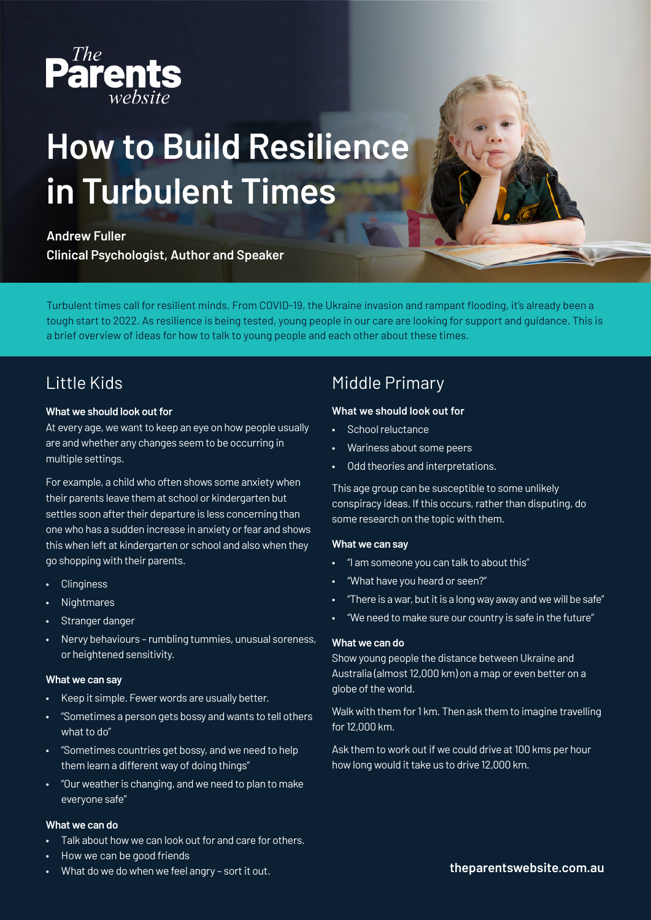The Parents website

# How to Build Resilience in Turbulent Times

**Andrew Fuller**
**Clinical Psychologist, Author and Speaker**

Turbulent times call for resilient minds. From COVID-19, the Ukraine invasion and rampant flooding, it's already been a tough start to 2022. As resilience is being tested, young people in our care are looking for support and guidance. This is a brief overview of ideas for how to talk to young people and each other about these times.

## Little Kids

### What we should look out for

At every age, we want to keep an eye on how people usually are and whether any changes seem to be occurring in multiple settings.

For example, a child who often shows some anxiety when their parents leave them at school or kindergarten but settles soon after their departure is less concerning than one who has a sudden increase in anxiety or fear and shows this when left at kindergarten or school and also when they go shopping with their parents.

- Clinginess
- Nightmares
- Stranger danger
- Nervy behaviours – rumbling tummies, unusual soreness, or heightened sensitivity.

### What we can say

- Keep it simple. Fewer words are usually better.
- "Sometimes a person gets bossy and wants to tell others what to do"
- "Sometimes countries get bossy, and we need to help them learn a different way of doing things"
- "Our weather is changing, and we need to plan to make everyone safe"

### What we can do

- Talk about how we can look out for and care for others.
- How we can be good friends
- What do we do when we feel angry – sort it out.

## Middle Primary

### What we should look out for

- School reluctance
- Wariness about some peers
- Odd theories and interpretations.

This age group can be susceptible to some unlikely conspiracy ideas. If this occurs, rather than disputing, do some research on the topic with them.

### What we can say

- "I am someone you can talk to about this"
- "What have you heard or seen?"
- "There is a war, but it is a long way away and we will be safe"
- "We need to make sure our country is safe in the future"

### What we can do

Show young people the distance between Ukraine and Australia (almost 12,000 km) on a map or even better on a globe of the world.

Walk with them for 1 km. Then ask them to imagine travelling for 12,000 km.

Ask them to work out if we could drive at 100 kms per hour how long would it take us to drive 12,000 km.

theparentswebsite.com.au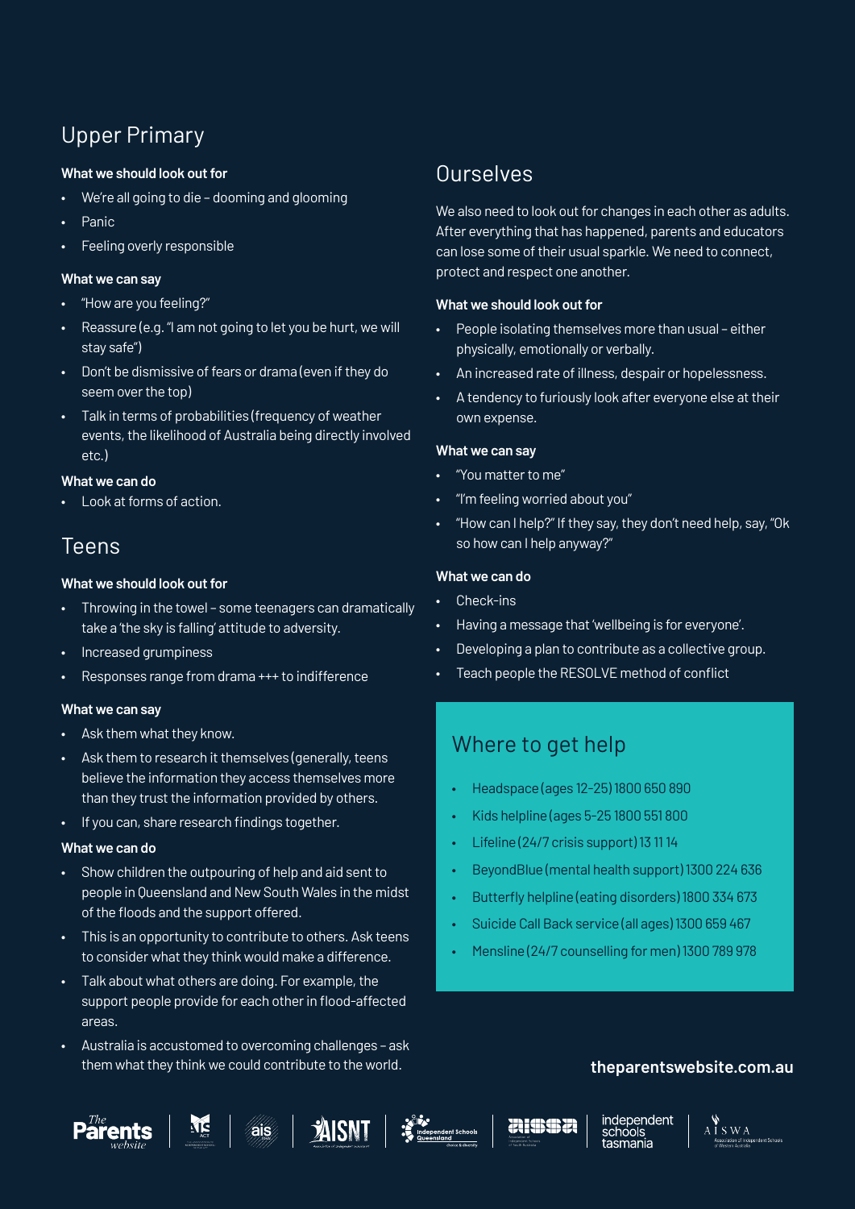## Upper Primary

**What we should look out for**

- We're all going to die – dooming and glooming
- Panic
- Feeling overly responsible

**What we can say**

- "How are you feeling?"
- Reassure (e.g. "I am not going to let you be hurt, we will stay safe")
- Don't be dismissive of fears or drama (even if they do seem over the top)
- Talk in terms of probabilities (frequency of weather events, the likelihood of Australia being directly involved etc.)

**What we can do**

- Look at forms of action.

## Teens

**What we should look out for**

- Throwing in the towel – some teenagers can dramatically take a 'the sky is falling' attitude to adversity.
- Increased grumpiness
- Responses range from drama +++ to indifference

**What we can say**

- Ask them what they know.
- Ask them to research it themselves (generally, teens believe the information they access themselves more than they trust the information provided by others.
- If you can, share research findings together.

**What we can do**

- Show children the outpouring of help and aid sent to people in Queensland and New South Wales in the midst of the floods and the support offered.
- This is an opportunity to contribute to others. Ask teens to consider what they think would make a difference.
- Talk about what others are doing. For example, the support people provide for each other in flood-affected areas.
- Australia is accustomed to overcoming challenges – ask them what they think we could contribute to the world.

## Ourselves

We also need to look out for changes in each other as adults. After everything that has happened, parents and educators can lose some of their usual sparkle. We need to connect, protect and respect one another.

**What we should look out for**

- People isolating themselves more than usual – either physically, emotionally or verbally.
- An increased rate of illness, despair or hopelessness.
- A tendency to furiously look after everyone else at their own expense.

**What we can say**

- "You matter to me"
- "I'm feeling worried about you"
- "How can I help?" If they say, they don't need help, say, "Ok so how can I help anyway?"

**What we can do**

- Check-ins
- Having a message that 'wellbeing is for everyone'.
- Developing a plan to contribute as a collective group.
- Teach people the RESOLVE method of conflict

## Where to get help

- Headspace (ages 12-25) 1800 650 890
- Kids helpline (ages 5-25 1800 551 800
- Lifeline (24/7 crisis support) 13 11 14
- BeyondBlue (mental health support) 1300 224 636
- Butterfly helpline (eating disorders) 1800 334 673
- Suicide Call Back service (all ages) 1300 659 467
- Mensline (24/7 counselling for men) 1300 789 978

**theparentswebsite.com.au**